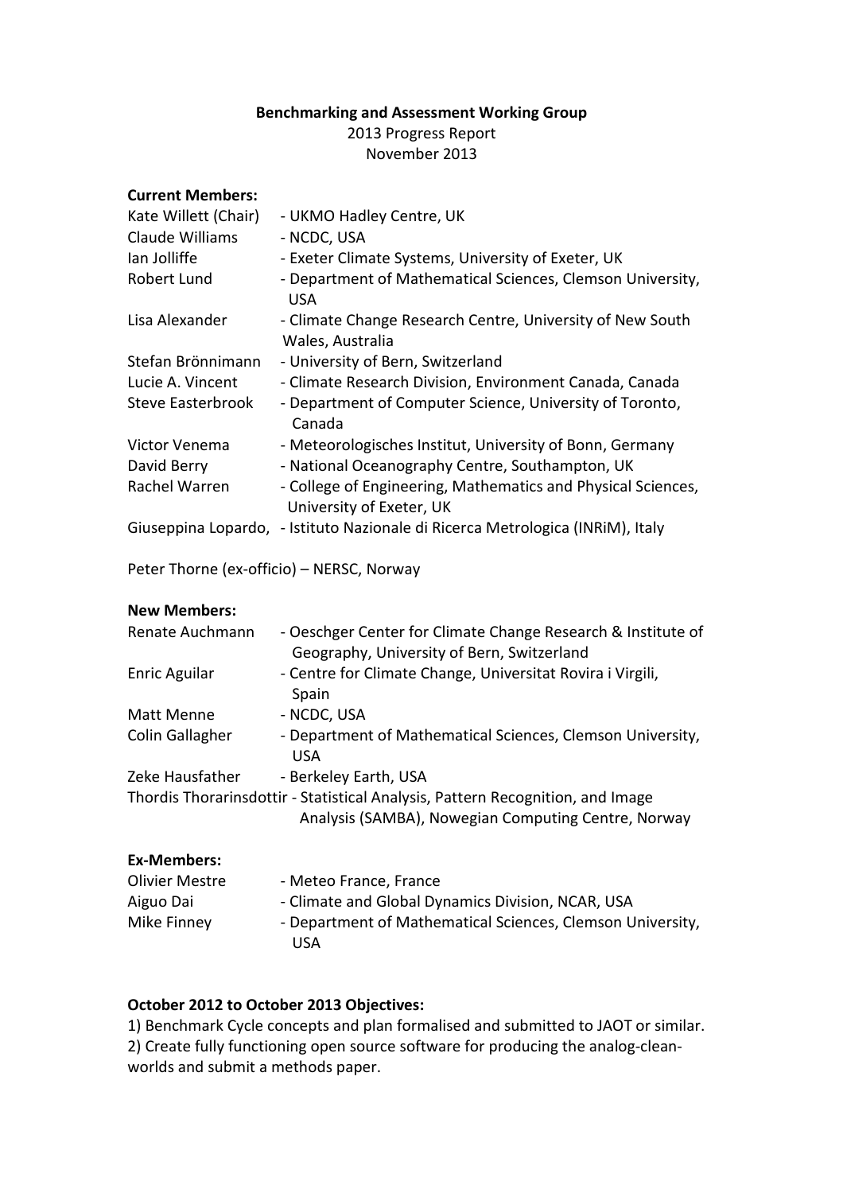**Benchmarking and Assessment Working Group**

2013 Progress Report

November 2013

**Current Members:**

| | |
|---|---|
| Kate Willett (Chair) | - UKMO Hadley Centre, UK |
| Claude Williams | - NCDC, USA |
| Ian Jolliffe | - Exeter Climate Systems, University of Exeter, UK |
| Robert Lund | - Department of Mathematical Sciences, Clemson University, USA |
| Lisa Alexander | - Climate Change Research Centre, University of New South Wales, Australia |
| Stefan Brönnimann | - University of Bern, Switzerland |
| Lucie A. Vincent | - Climate Research Division, Environment Canada, Canada |
| Steve Easterbrook | - Department of Computer Science, University of Toronto, Canada |
| Victor Venema | - Meteorologisches Institut, University of Bonn, Germany |
| David Berry | - National Oceanography Centre, Southampton, UK |
| Rachel Warren | - College of Engineering, Mathematics and Physical Sciences, University of Exeter, UK |
| Giuseppina Lopardo, | - Istituto Nazionale di Ricerca Metrologica (INRiM), Italy |

Peter Thorne (ex-officio) – NERSC, Norway

**New Members:**

| | |
|---|---|
| Renate Auchmann | - Oeschger Center for Climate Change Research & Institute of Geography, University of Bern, Switzerland |
| Enric Aguilar | - Centre for Climate Change, Universitat Rovira i Virgili, Spain |
| Matt Menne | - NCDC, USA |
| Colin Gallagher | - Department of Mathematical Sciences, Clemson University, USA |
| Zeke Hausfather | - Berkeley Earth, USA |
| Thordis Thorarinsdottir | - Statistical Analysis, Pattern Recognition, and Image Analysis (SAMBA), Nowegian Computing Centre, Norway |

**Ex-Members:**

| | |
|---|---|
| Olivier Mestre | - Meteo France, France |
| Aiguo Dai | - Climate and Global Dynamics Division, NCAR, USA |
| Mike Finney | - Department of Mathematical Sciences, Clemson University, USA |

**October 2012 to October 2013 Objectives:**

1) Benchmark Cycle concepts and plan formalised and submitted to JAOT or similar.

2) Create fully functioning open source software for producing the analog-clean-worlds and submit a methods paper.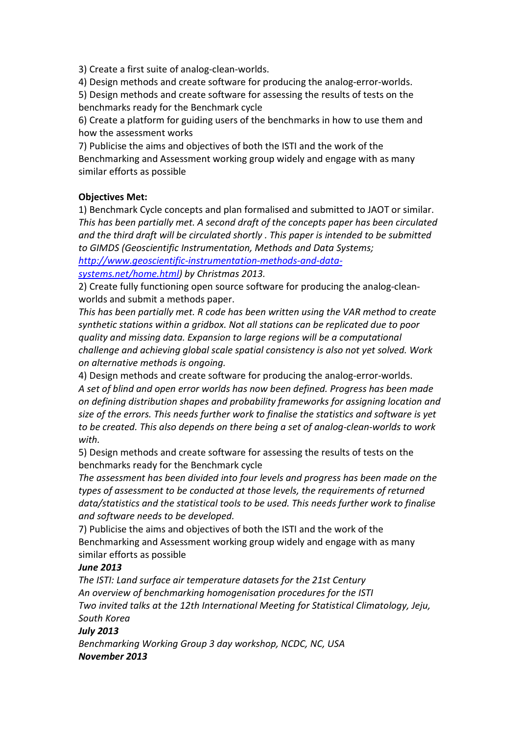3) Create a first suite of analog-clean-worlds.

4) Design methods and create software for producing the analog-error-worlds.

5) Design methods and create software for assessing the results of tests on the benchmarks ready for the Benchmark cycle

6) Create a platform for guiding users of the benchmarks in how to use them and how the assessment works

7) Publicise the aims and objectives of both the ISTI and the work of the Benchmarking and Assessment working group widely and engage with as many similar efforts as possible

**Objectives Met:**

1) Benchmark Cycle concepts and plan formalised and submitted to JAOT or similar.
*This has been partially met. A second draft of the concepts paper has been circulated and the third draft will be circulated shortly . This paper is intended to be submitted to GIMDS (Geoscientific Instrumentation, Methods and Data Systems; [http://www.geoscientific-instrumentation-methods-and-data-systems.net/home.html](http://www.geoscientific-instrumentation-methods-and-data-systems.net/home.html)) by Christmas 2013.*

2) Create fully functioning open source software for producing the analog-clean-worlds and submit a methods paper.
*This has been partially met. R code has been written using the VAR method to create synthetic stations within a gridbox. Not all stations can be replicated due to poor quality and missing data. Expansion to large regions will be a computational challenge and achieving global scale spatial consistency is also not yet solved. Work on alternative methods is ongoing.*

4) Design methods and create software for producing the analog-error-worlds.
*A set of blind and open error worlds has now been defined. Progress has been made on defining distribution shapes and probability frameworks for assigning location and size of the errors. This needs further work to finalise the statistics and software is yet to be created. This also depends on there being a set of analog-clean-worlds to work with.*

5) Design methods and create software for assessing the results of tests on the benchmarks ready for the Benchmark cycle
*The assessment has been divided into four levels and progress has been made on the types of assessment to be conducted at those levels, the requirements of returned data/statistics and the statistical tools to be used. This needs further work to finalise and software needs to be developed.*

7) Publicise the aims and objectives of both the ISTI and the work of the Benchmarking and Assessment working group widely and engage with as many similar efforts as possible

***June 2013***

*The ISTI: Land surface air temperature datasets for the 21st Century*
*An overview of benchmarking homogenisation procedures for the ISTI*
*Two invited talks at the 12th International Meeting for Statistical Climatology, Jeju, South Korea*

***July 2013***

*Benchmarking Working Group 3 day workshop, NCDC, NC, USA*

***November 2013***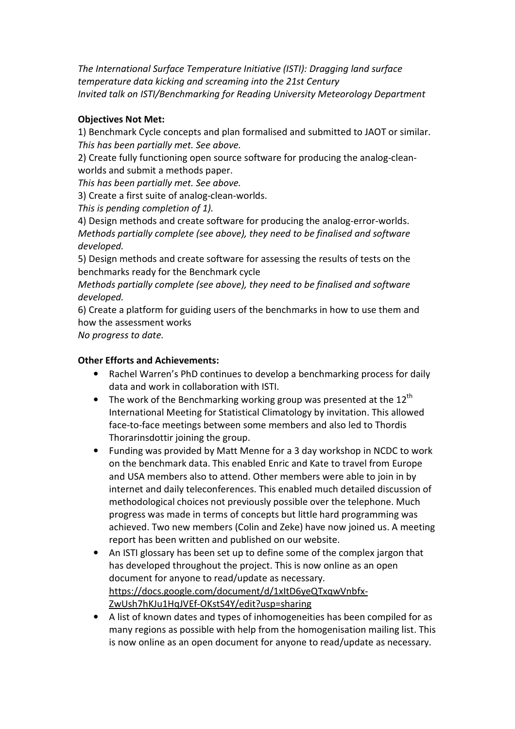*The International Surface Temperature Initiative (ISTI): Dragging land surface temperature data kicking and screaming into the 21st Century*
*Invited talk on ISTI/Benchmarking for Reading University Meteorology Department*

**Objectives Not Met:**

1) Benchmark Cycle concepts and plan formalised and submitted to JAOT or similar.
*This has been partially met. See above.*
2) Create fully functioning open source software for producing the analog-clean-worlds and submit a methods paper.
*This has been partially met. See above.*
3) Create a first suite of analog-clean-worlds.
*This is pending completion of 1).*
4) Design methods and create software for producing the analog-error-worlds.
*Methods partially complete (see above), they need to be finalised and software developed.*
5) Design methods and create software for assessing the results of tests on the benchmarks ready for the Benchmark cycle
*Methods partially complete (see above), they need to be finalised and software developed.*
6) Create a platform for guiding users of the benchmarks in how to use them and how the assessment works
*No progress to date.*

**Other Efforts and Achievements:**

- Rachel Warren's PhD continues to develop a benchmarking process for daily data and work in collaboration with ISTI.
- The work of the Benchmarking working group was presented at the 12th International Meeting for Statistical Climatology by invitation. This allowed face-to-face meetings between some members and also led to Thordis Thorarinsdottir joining the group.
- Funding was provided by Matt Menne for a 3 day workshop in NCDC to work on the benchmark data. This enabled Enric and Kate to travel from Europe and USA members also to attend. Other members were able to join in by internet and daily teleconferences. This enabled much detailed discussion of methodological choices not previously possible over the telephone. Much progress was made in terms of concepts but little hard programming was achieved. Two new members (Colin and Zeke) have now joined us. A meeting report has been written and published on our website.
- An ISTI glossary has been set up to define some of the complex jargon that has developed throughout the project. This is now online as an open document for anyone to read/update as necessary. https://docs.google.com/document/d/1xItD6yeQTxqwVnbfx-ZwUsh7hKJu1HqJVEf-OKstS4Y/edit?usp=sharing
- A list of known dates and types of inhomogeneities has been compiled for as many regions as possible with help from the homogenisation mailing list. This is now online as an open document for anyone to read/update as necessary.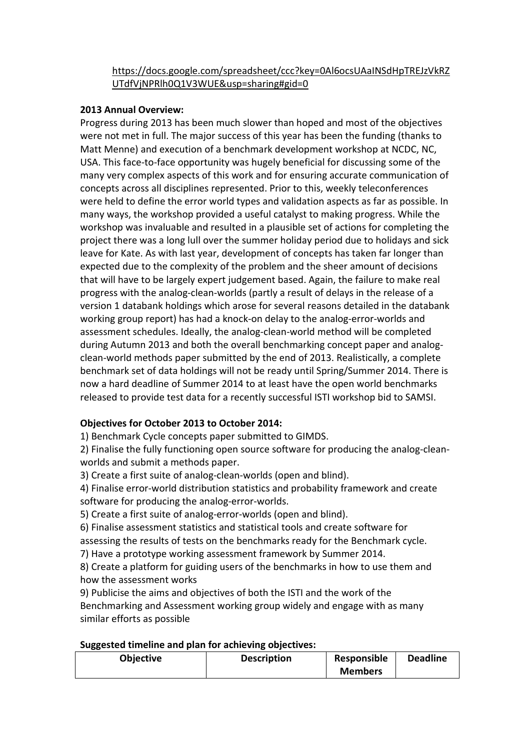https://docs.google.com/spreadsheet/ccc?key=0Al6ocsUAaINSdHpTREJzVkRZUTdfVjNPRlh0Q1V3WUE&usp=sharing#gid=0

**2013 Annual Overview:**

Progress during 2013 has been much slower than hoped and most of the objectives were not met in full. The major success of this year has been the funding (thanks to Matt Menne) and execution of a benchmark development workshop at NCDC, NC, USA. This face-to-face opportunity was hugely beneficial for discussing some of the many very complex aspects of this work and for ensuring accurate communication of concepts across all disciplines represented. Prior to this, weekly teleconferences were held to define the error world types and validation aspects as far as possible. In many ways, the workshop provided a useful catalyst to making progress. While the workshop was invaluable and resulted in a plausible set of actions for completing the project there was a long lull over the summer holiday period due to holidays and sick leave for Kate. As with last year, development of concepts has taken far longer than expected due to the complexity of the problem and the sheer amount of decisions that will have to be largely expert judgement based. Again, the failure to make real progress with the analog-clean-worlds (partly a result of delays in the release of a version 1 databank holdings which arose for several reasons detailed in the databank working group report) has had a knock-on delay to the analog-error-worlds and assessment schedules. Ideally, the analog-clean-world method will be completed during Autumn 2013 and both the overall benchmarking concept paper and analog-clean-world methods paper submitted by the end of 2013. Realistically, a complete benchmark set of data holdings will not be ready until Spring/Summer 2014. There is now a hard deadline of Summer 2014 to at least have the open world benchmarks released to provide test data for a recently successful ISTI workshop bid to SAMSI.

**Objectives for October 2013 to October 2014:**

1) Benchmark Cycle concepts paper submitted to GIMDS.
2) Finalise the fully functioning open source software for producing the analog-clean-worlds and submit a methods paper.
3) Create a first suite of analog-clean-worlds (open and blind).
4) Finalise error-world distribution statistics and probability framework and create software for producing the analog-error-worlds.
5) Create a first suite of analog-error-worlds (open and blind).
6) Finalise assessment statistics and statistical tools and create software for assessing the results of tests on the benchmarks ready for the Benchmark cycle.
7) Have a prototype working assessment framework by Summer 2014.
8) Create a platform for guiding users of the benchmarks in how to use them and how the assessment works
9) Publicise the aims and objectives of both the ISTI and the work of the Benchmarking and Assessment working group widely and engage with as many similar efforts as possible

**Suggested timeline and plan for achieving objectives:**

| Objective | Description | Responsible Members | Deadline |
|---|---|---|---|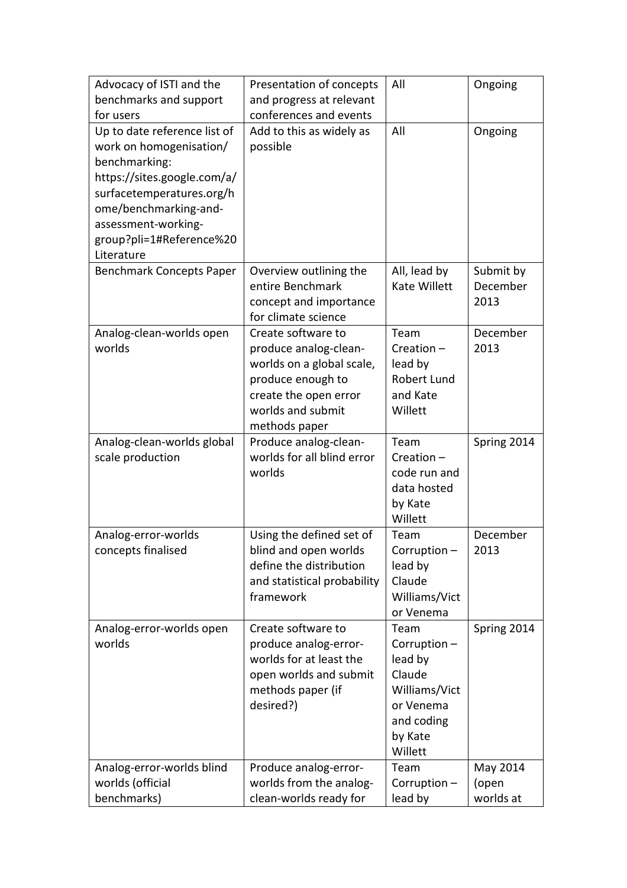| Advocacy of ISTI and the benchmarks and support for users | Presentation of concepts and progress at relevant conferences and events | All | Ongoing |
|---|---|---|---|
| Up to date reference list of work on homogenisation/ benchmarking: https://sites.google.com/a/surfacetemperatures.org/home/benchmarking-and-assessment-working-group?pli=1#Reference%20Literature | Add to this as widely as possible | All | Ongoing |
| Benchmark Concepts Paper | Overview outlining the entire Benchmark concept and importance for climate science | All, lead by Kate Willett | Submit by December 2013 |
| Analog-clean-worlds open worlds | Create software to produce analog-clean-worlds on a global scale, produce enough to create the open error worlds and submit methods paper | Team Creation – lead by Robert Lund and Kate Willett | December 2013 |
| Analog-clean-worlds global scale production | Produce analog-clean-worlds for all blind error worlds | Team Creation – code run and data hosted by Kate Willett | Spring 2014 |
| Analog-error-worlds concepts finalised | Using the defined set of blind and open worlds define the distribution and statistical probability framework | Team Corruption – lead by Claude Williams/Victor Venema | December 2013 |
| Analog-error-worlds open worlds | Create software to produce analog-error-worlds for at least the open worlds and submit methods paper (if desired?) | Team Corruption – lead by Claude Williams/Victor Venema and coding by Kate Willett | Spring 2014 |
| Analog-error-worlds blind worlds (official benchmarks) | Produce analog-error-worlds from the analog-clean-worlds ready for | Team Corruption – lead by | May 2014 (open worlds at |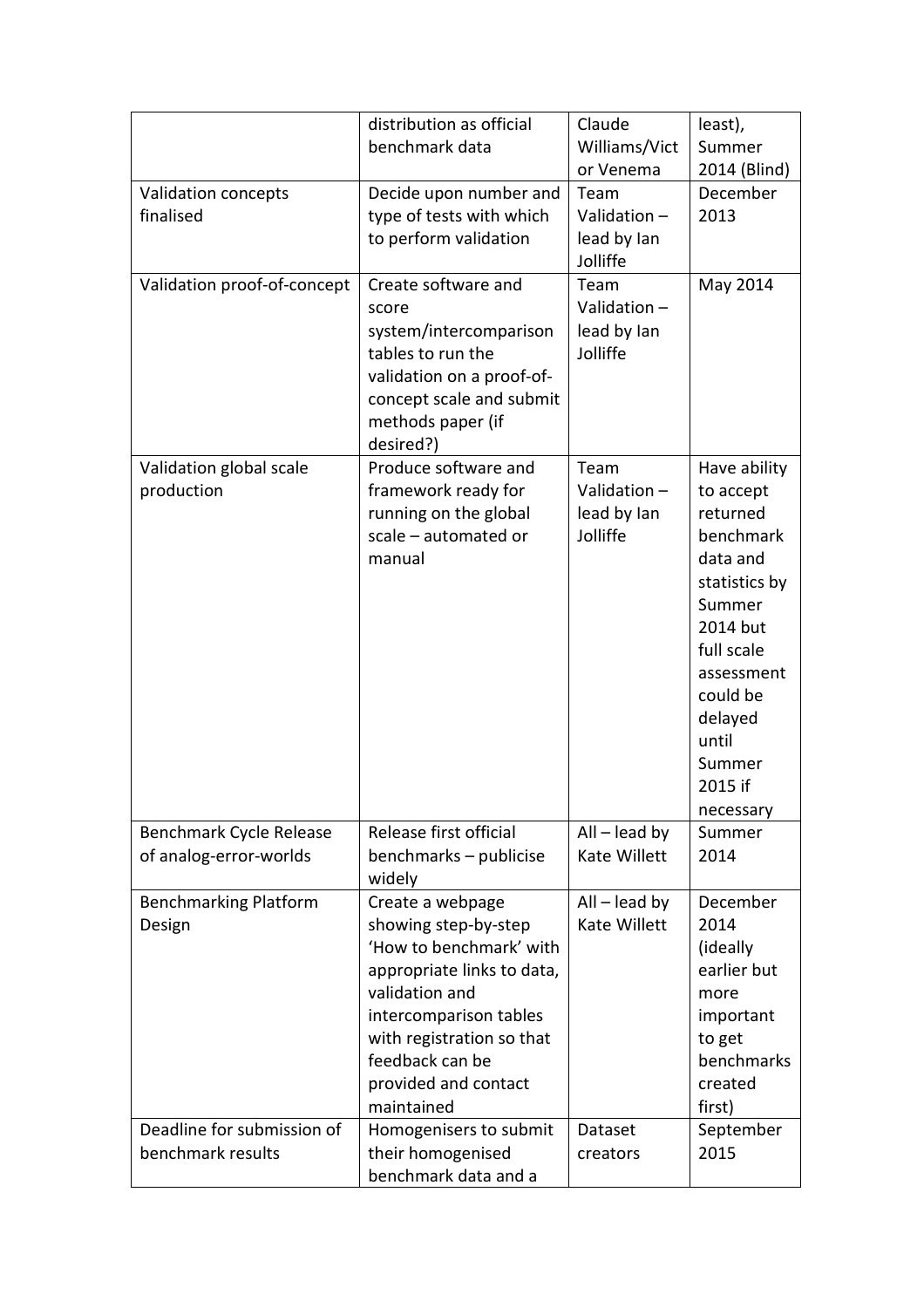|  |  |  |  |
|---|---|---|---|
|  | distribution as official benchmark data | Claude Williams/Victor Venema | least), Summer 2014 (Blind) |
| Validation concepts finalised | Decide upon number and type of tests with which to perform validation | Team Validation – lead by Ian Jolliffe | December 2013 |
| Validation proof-of-concept | Create software and score system/intercomparison tables to run the validation on a proof-of-concept scale and submit methods paper (if desired?) | Team Validation – lead by Ian Jolliffe | May 2014 |
| Validation global scale production | Produce software and framework ready for running on the global scale – automated or manual | Team Validation – lead by Ian Jolliffe | Have ability to accept returned benchmark data and statistics by Summer 2014 but full scale assessment could be delayed until Summer 2015 if necessary |
| Benchmark Cycle Release of analog-error-worlds | Release first official benchmarks – publicise widely | All – lead by Kate Willett | Summer 2014 |
| Benchmarking Platform Design | Create a webpage showing step-by-step 'How to benchmark' with appropriate links to data, validation and intercomparison tables with registration so that feedback can be provided and contact maintained | All – lead by Kate Willett | December 2014 (ideally earlier but more important to get benchmarks created first) |
| Deadline for submission of benchmark results | Homogenisers to submit their homogenised benchmark data and a | Dataset creators | September 2015 |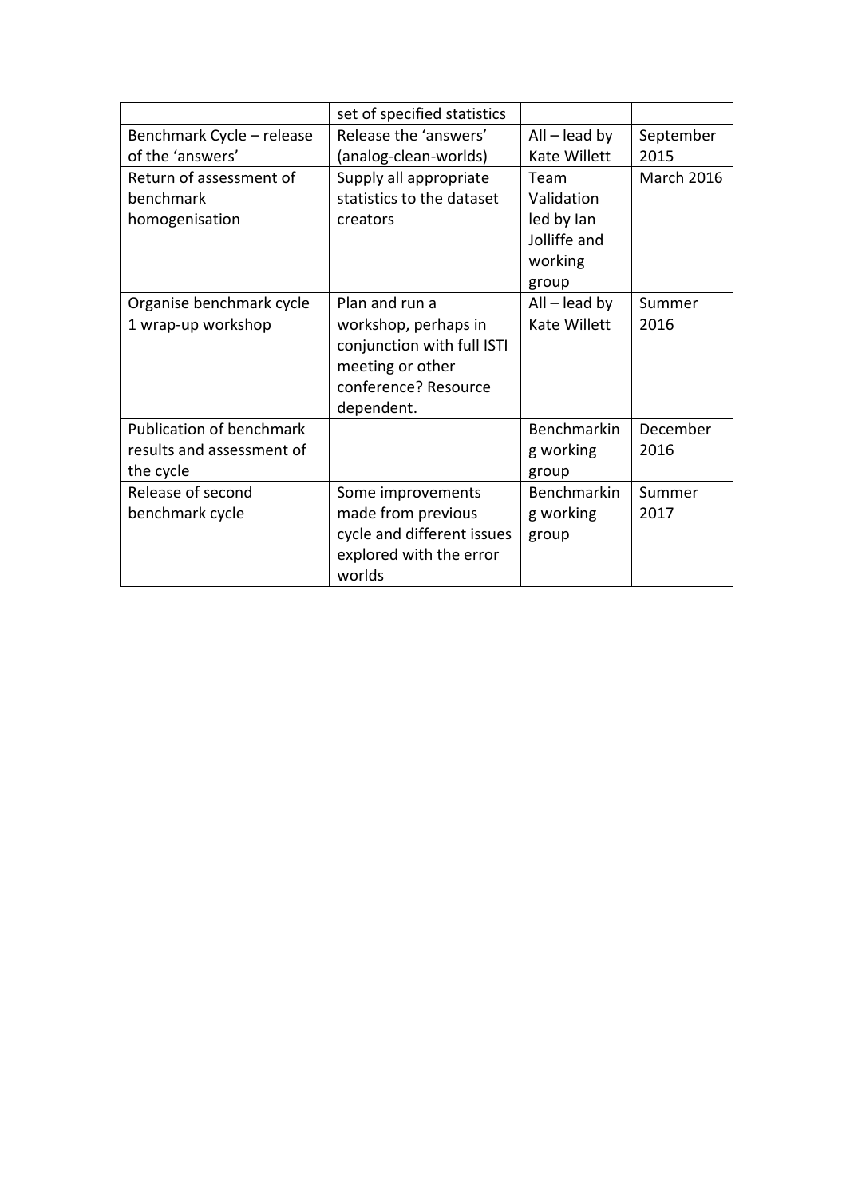| | | | |
|---|---|---|---|
| | set of specified statistics | | |
| Benchmark Cycle – release of the 'answers' | Release the 'answers' (analog-clean-worlds) | All – lead by Kate Willett | September 2015 |
| Return of assessment of benchmark homogenisation | Supply all appropriate statistics to the dataset creators | Team Validation led by Ian Jolliffe and working group | March 2016 |
| Organise benchmark cycle 1 wrap-up workshop | Plan and run a workshop, perhaps in conjunction with full ISTI meeting or other conference? Resource dependent. | All – lead by Kate Willett | Summer 2016 |
| Publication of benchmark results and assessment of the cycle | | Benchmarking working group | December 2016 |
| Release of second benchmark cycle | Some improvements made from previous cycle and different issues explored with the error worlds | Benchmarking working group | Summer 2017 |